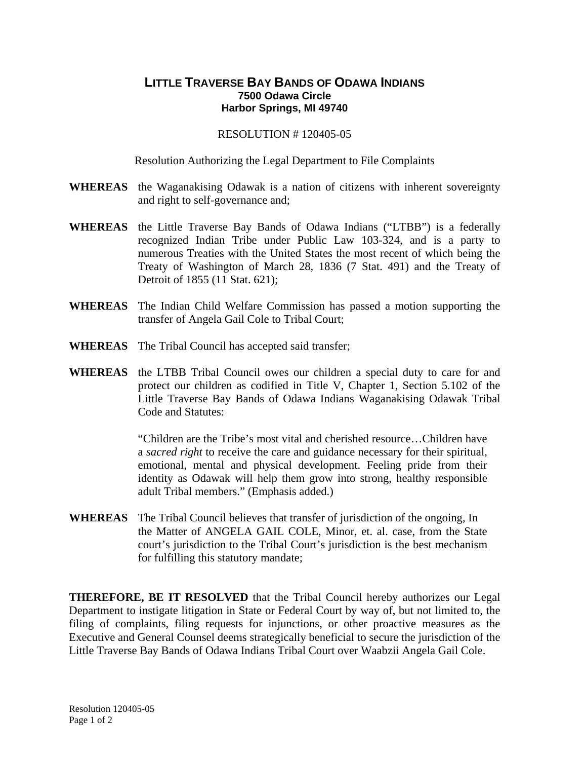# LITTLE TRAVERSE BAY BANDS OF ODAWA INDIANS

**7500 Odawa Circle**
**Harbor Springs, MI 49740**

RESOLUTION # 120405-05

Resolution Authorizing the Legal Department to File Complaints

**WHEREAS** the Waganakising Odawak is a nation of citizens with inherent sovereignty and right to self-governance and;

**WHEREAS** the Little Traverse Bay Bands of Odawa Indians ("LTBB") is a federally recognized Indian Tribe under Public Law 103-324, and is a party to numerous Treaties with the United States the most recent of which being the Treaty of Washington of March 28, 1836 (7 Stat. 491) and the Treaty of Detroit of 1855 (11 Stat. 621);

**WHEREAS** The Indian Child Welfare Commission has passed a motion supporting the transfer of Angela Gail Cole to Tribal Court;

**WHEREAS** The Tribal Council has accepted said transfer;

**WHEREAS** the LTBB Tribal Council owes our children a special duty to care for and protect our children as codified in Title V, Chapter 1, Section 5.102 of the Little Traverse Bay Bands of Odawa Indians Waganakising Odawak Tribal Code and Statutes:

> "Children are the Tribe's most vital and cherished resource…Children have a *sacred right* to receive the care and guidance necessary for their spiritual, emotional, mental and physical development. Feeling pride from their identity as Odawak will help them grow into strong, healthy responsible adult Tribal members." (Emphasis added.)

**WHEREAS** The Tribal Council believes that transfer of jurisdiction of the ongoing, In the Matter of ANGELA GAIL COLE, Minor, et. al. case, from the State court's jurisdiction to the Tribal Court's jurisdiction is the best mechanism for fulfilling this statutory mandate;

**THEREFORE, BE IT RESOLVED** that the Tribal Council hereby authorizes our Legal Department to instigate litigation in State or Federal Court by way of, but not limited to, the filing of complaints, filing requests for injunctions, or other proactive measures as the Executive and General Counsel deems strategically beneficial to secure the jurisdiction of the Little Traverse Bay Bands of Odawa Indians Tribal Court over Waabzii Angela Gail Cole.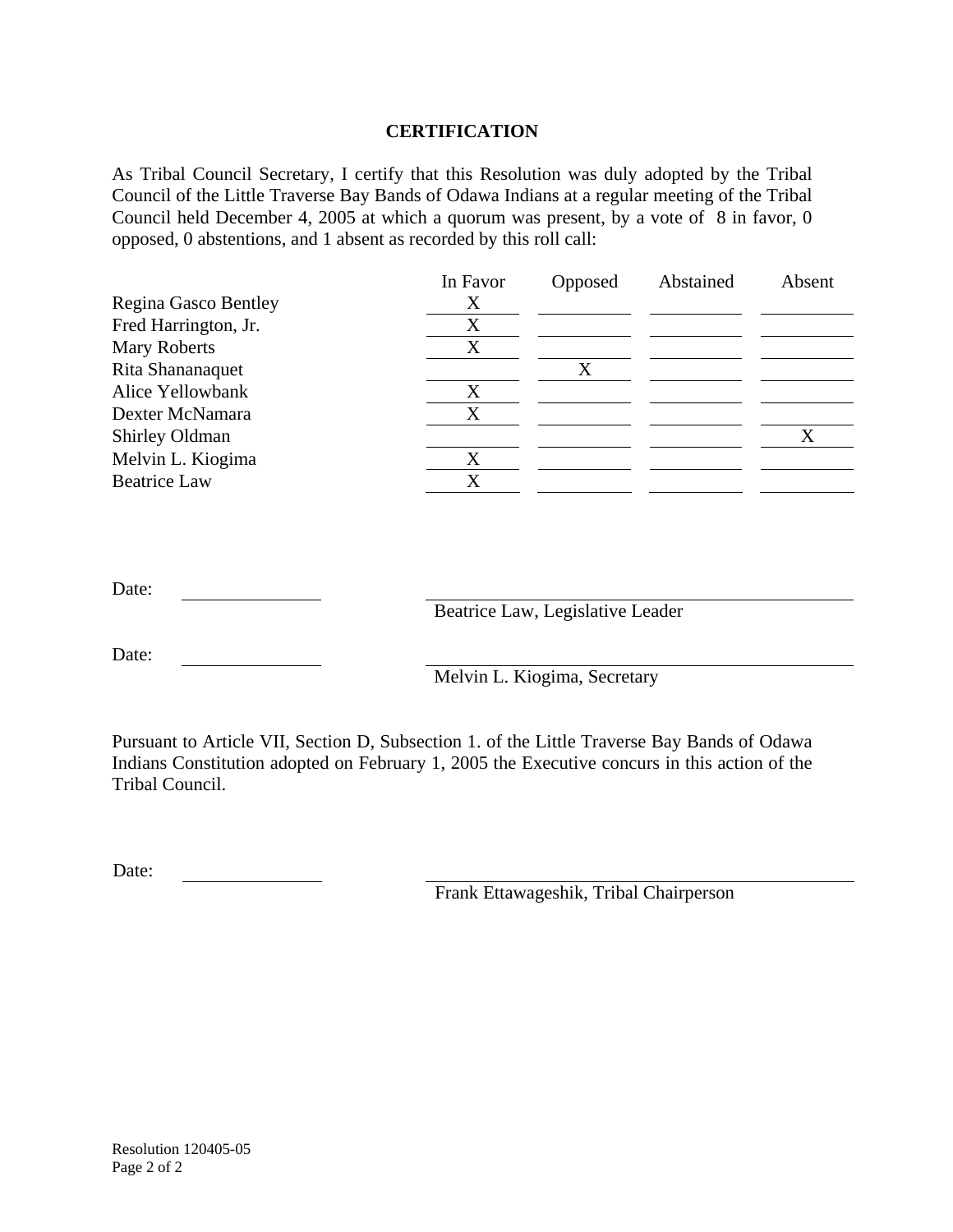## CERTIFICATION

As Tribal Council Secretary, I certify that this Resolution was duly adopted by the Tribal Council of the Little Traverse Bay Bands of Odawa Indians at a regular meeting of the Tribal Council held December 4, 2005 at which a quorum was present, by a vote of 8 in favor, 0 opposed, 0 abstentions, and 1 absent as recorded by this roll call:

| | In Favor | Opposed | Abstained | Absent |
|---|---|---|---|---|
| Regina Gasco Bentley | X | | | |
| Fred Harrington, Jr. | X | | | |
| Mary Roberts | X | | | |
| Rita Shananaquet | | X | | |
| Alice Yellowbank | X | | | |
| Dexter McNamara | X | | | |
| Shirley Oldman | | | | X |
| Melvin L. Kiogima | X | | | |
| Beatrice Law | X | | | |

Date: \_\_\_\_\_\_\_\_\_\_\_\_\_\_\_ \_\_\_\_\_\_\_\_\_\_\_\_\_\_\_\_\_\_\_\_\_\_\_\_\_\_\_\_\_\_\_\_\_\_\_\_
Beatrice Law, Legislative Leader

Date: \_\_\_\_\_\_\_\_\_\_\_\_\_\_\_ \_\_\_\_\_\_\_\_\_\_\_\_\_\_\_\_\_\_\_\_\_\_\_\_\_\_\_\_\_\_\_\_\_\_\_\_
Melvin L. Kiogima, Secretary

Pursuant to Article VII, Section D, Subsection 1. of the Little Traverse Bay Bands of Odawa Indians Constitution adopted on February 1, 2005 the Executive concurs in this action of the Tribal Council.

Date: \_\_\_\_\_\_\_\_\_\_\_\_\_\_\_ \_\_\_\_\_\_\_\_\_\_\_\_\_\_\_\_\_\_\_\_\_\_\_\_\_\_\_\_\_\_\_\_\_\_\_\_
Frank Ettawageshik, Tribal Chairperson

Resolution 120405-05